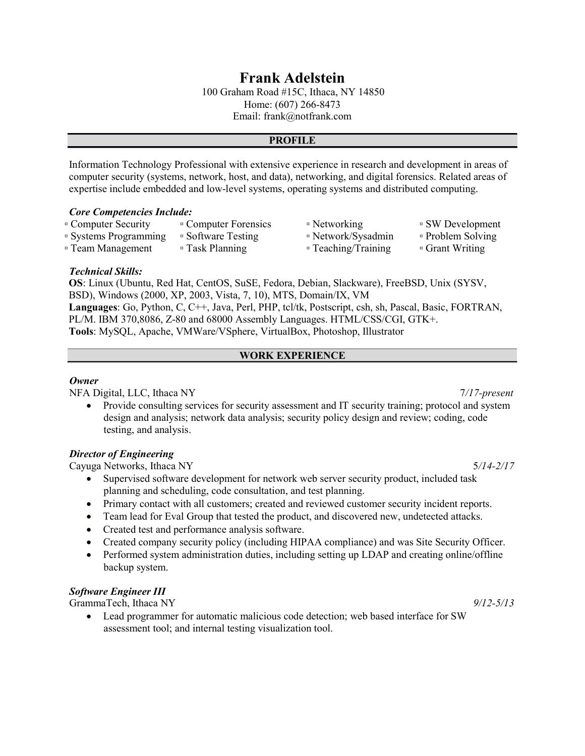# Frank Adelstein

100 Graham Road #15C, Ithaca, NY 14850
Home: (607) 266-8473
Email: frank@notfrank.com

## PROFILE

Information Technology Professional with extensive experience in research and development in areas of computer security (systems, network, host, and data), networking, and digital forensics. Related areas of expertise include embedded and low-level systems, operating systems and distributed computing.

### *Core Competencies Include:*

- Computer Security
- Computer Forensics
- Networking
- SW Development
- Systems Programming
- Software Testing
- Network/Sysadmin
- Problem Solving
- Team Management
- Task Planning
- Teaching/Training
- Grant Writing

### *Technical Skills:*

**OS**: Linux (Ubuntu, Red Hat, CentOS, SuSE, Fedora, Debian, Slackware), FreeBSD, Unix (SYSV, BSD), Windows (2000, XP, 2003, Vista, 7, 10), MTS, Domain/IX, VM
**Languages**: Go, Python, C, C++, Java, Perl, PHP, tcl/tk, Postscript, csh, sh, Pascal, Basic, FORTRAN, PL/M. IBM 370,8086, Z-80 and 68000 Assembly Languages. HTML/CSS/CGI, GTK+.
**Tools**: MySQL, Apache, VMWare/VSphere, VirtualBox, Photoshop, Illustrator

## WORK EXPERIENCE

### *Owner*

NFA Digital, LLC, Ithaca NY — *7/17-present*

- Provide consulting services for security assessment and IT security training; protocol and system design and analysis; network data analysis; security policy design and review; coding, code testing, and analysis.

### *Director of Engineering*

Cayuga Networks, Ithaca NY — *5/14-2/17*

- Supervised software development for network web server security product, included task planning and scheduling, code consultation, and test planning.
- Primary contact with all customers; created and reviewed customer security incident reports.
- Team lead for Eval Group that tested the product, and discovered new, undetected attacks.
- Created test and performance analysis software.
- Created company security policy (including HIPAA compliance) and was Site Security Officer.
- Performed system administration duties, including setting up LDAP and creating online/offline backup system.

### *Software Engineer III*

GrammaTech, Ithaca NY — *9/12-5/13*

- Lead programmer for automatic malicious code detection; web based interface for SW assessment tool; and internal testing visualization tool.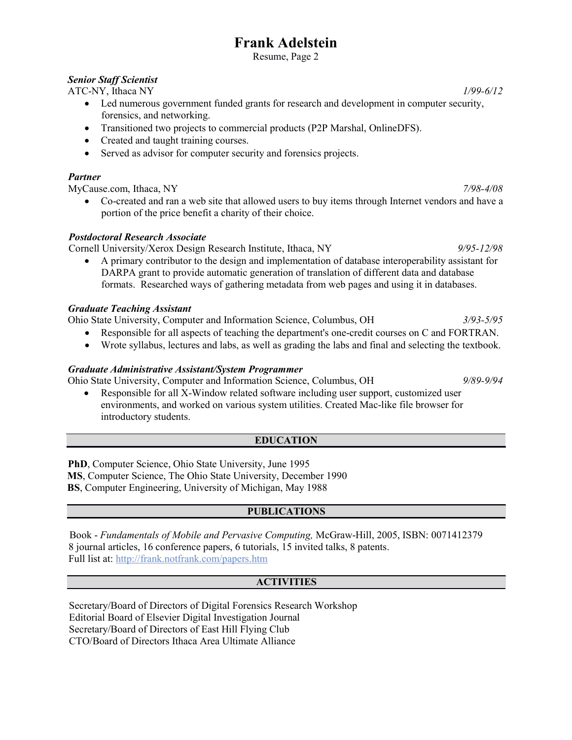# Frank Adelstein

Resume, Page 2

***Senior Staff Scientist***
ATC-NY, Ithaca NY *1/99-6/12*

- Led numerous government funded grants for research and development in computer security, forensics, and networking.
- Transitioned two projects to commercial products (P2P Marshal, OnlineDFS).
- Created and taught training courses.
- Served as advisor for computer security and forensics projects.

***Partner***
MyCause.com, Ithaca, NY *7/98-4/08*

- Co-created and ran a web site that allowed users to buy items through Internet vendors and have a portion of the price benefit a charity of their choice.

***Postdoctoral Research Associate***
Cornell University/Xerox Design Research Institute, Ithaca, NY *9/95-12/98*

- A primary contributor to the design and implementation of database interoperability assistant for DARPA grant to provide automatic generation of translation of different data and database formats. Researched ways of gathering metadata from web pages and using it in databases.

***Graduate Teaching Assistant***
Ohio State University, Computer and Information Science, Columbus, OH *3/93-5/95*

- Responsible for all aspects of teaching the department's one-credit courses on C and FORTRAN.
- Wrote syllabus, lectures and labs, as well as grading the labs and final and selecting the textbook.

***Graduate Administrative Assistant/System Programmer***
Ohio State University, Computer and Information Science, Columbus, OH *9/89-9/94*

- Responsible for all X-Window related software including user support, customized user environments, and worked on various system utilities. Created Mac-like file browser for introductory students.

## EDUCATION

**PhD**, Computer Science, Ohio State University, June 1995
**MS**, Computer Science, The Ohio State University, December 1990
**BS**, Computer Engineering, University of Michigan, May 1988

## PUBLICATIONS

Book - *Fundamentals of Mobile and Pervasive Computing,* McGraw-Hill, 2005, ISBN: 0071412379
8 journal articles, 16 conference papers, 6 tutorials, 15 invited talks, 8 patents.
Full list at: http://frank.notfrank.com/papers.htm

## ACTIVITIES

Secretary/Board of Directors of Digital Forensics Research Workshop
Editorial Board of Elsevier Digital Investigation Journal
Secretary/Board of Directors of East Hill Flying Club
CTO/Board of Directors Ithaca Area Ultimate Alliance